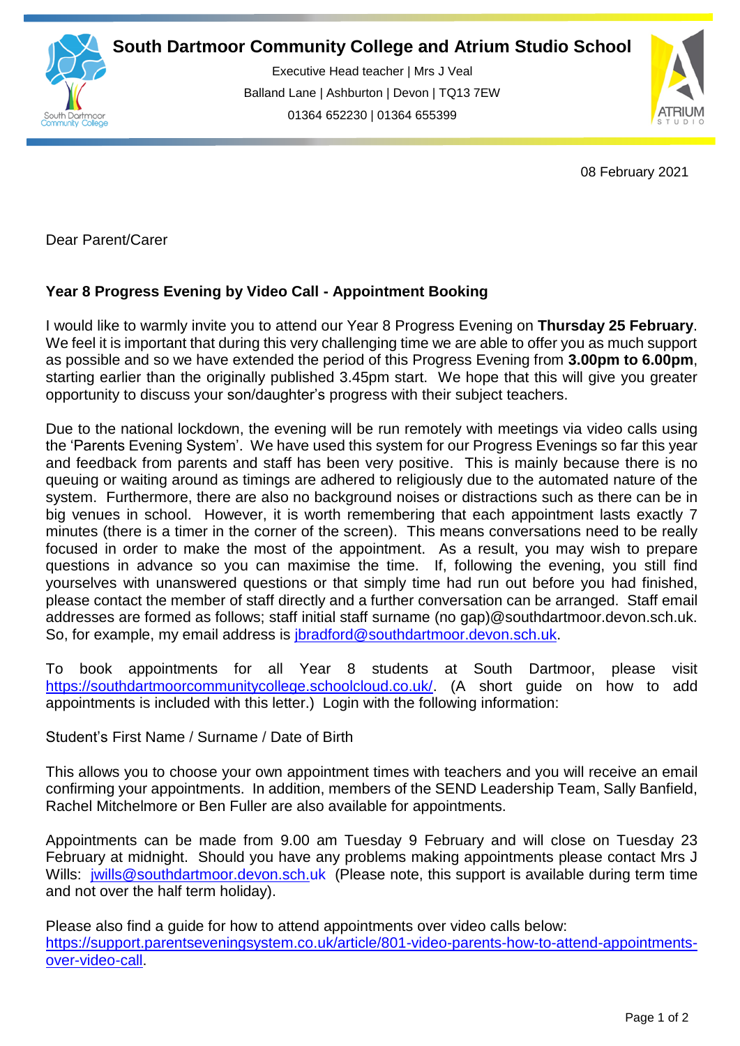**South Dartmoor Community College and Atrium Studio School**

Executive Head teacher | Mrs J Veal
Balland Lane | Ashburton | Devon | TQ13 7EW
01364 652230 | 01364 655399

08 February 2021

Dear Parent/Carer

**Year 8 Progress Evening by Video Call - Appointment Booking**

I would like to warmly invite you to attend our Year 8 Progress Evening on **Thursday 25 February**. We feel it is important that during this very challenging time we are able to offer you as much support as possible and so we have extended the period of this Progress Evening from **3.00pm to 6.00pm**, starting earlier than the originally published 3.45pm start. We hope that this will give you greater opportunity to discuss your son/daughter's progress with their subject teachers.

Due to the national lockdown, the evening will be run remotely with meetings via video calls using the 'Parents Evening System'. We have used this system for our Progress Evenings so far this year and feedback from parents and staff has been very positive. This is mainly because there is no queuing or waiting around as timings are adhered to religiously due to the automated nature of the system. Furthermore, there are also no background noises or distractions such as there can be in big venues in school. However, it is worth remembering that each appointment lasts exactly 7 minutes (there is a timer in the corner of the screen). This means conversations need to be really focused in order to make the most of the appointment. As a result, you may wish to prepare questions in advance so you can maximise the time. If, following the evening, you still find yourselves with unanswered questions or that simply time had run out before you had finished, please contact the member of staff directly and a further conversation can be arranged. Staff email addresses are formed as follows; staff initial staff surname (no gap)@southdartmoor.devon.sch.uk. So, for example, my email address is jbradford@southdartmoor.devon.sch.uk.

To book appointments for all Year 8 students at South Dartmoor, please visit https://southdartmoorcommunitycollege.schoolcloud.co.uk/. (A short guide on how to add appointments is included with this letter.) Login with the following information:

Student's First Name / Surname / Date of Birth

This allows you to choose your own appointment times with teachers and you will receive an email confirming your appointments. In addition, members of the SEND Leadership Team, Sally Banfield, Rachel Mitchelmore or Ben Fuller are also available for appointments.

Appointments can be made from 9.00 am Tuesday 9 February and will close on Tuesday 23 February at midnight. Should you have any problems making appointments please contact Mrs J Wills: jwills@southdartmoor.devon.sch.uk (Please note, this support is available during term time and not over the half term holiday).

Please also find a guide for how to attend appointments over video calls below:
https://support.parentseveningsystem.co.uk/article/801-video-parents-how-to-attend-appointments-over-video-call.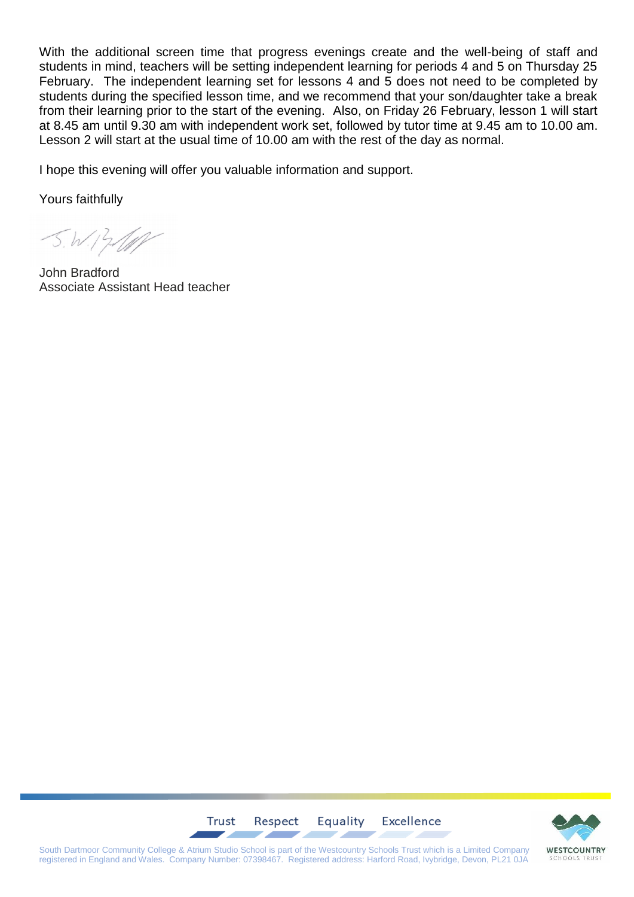With the additional screen time that progress evenings create and the well-being of staff and students in mind, teachers will be setting independent learning for periods 4 and 5 on Thursday 25 February. The independent learning set for lessons 4 and 5 does not need to be completed by students during the specified lesson time, and we recommend that your son/daughter take a break from their learning prior to the start of the evening. Also, on Friday 26 February, lesson 1 will start at 8.45 am until 9.30 am with independent work set, followed by tutor time at 9.45 am to 10.00 am. Lesson 2 will start at the usual time of 10.00 am with the rest of the day as normal.

I hope this evening will offer you valuable information and support.

Yours faithfully

John Bradford
Associate Assistant Head teacher